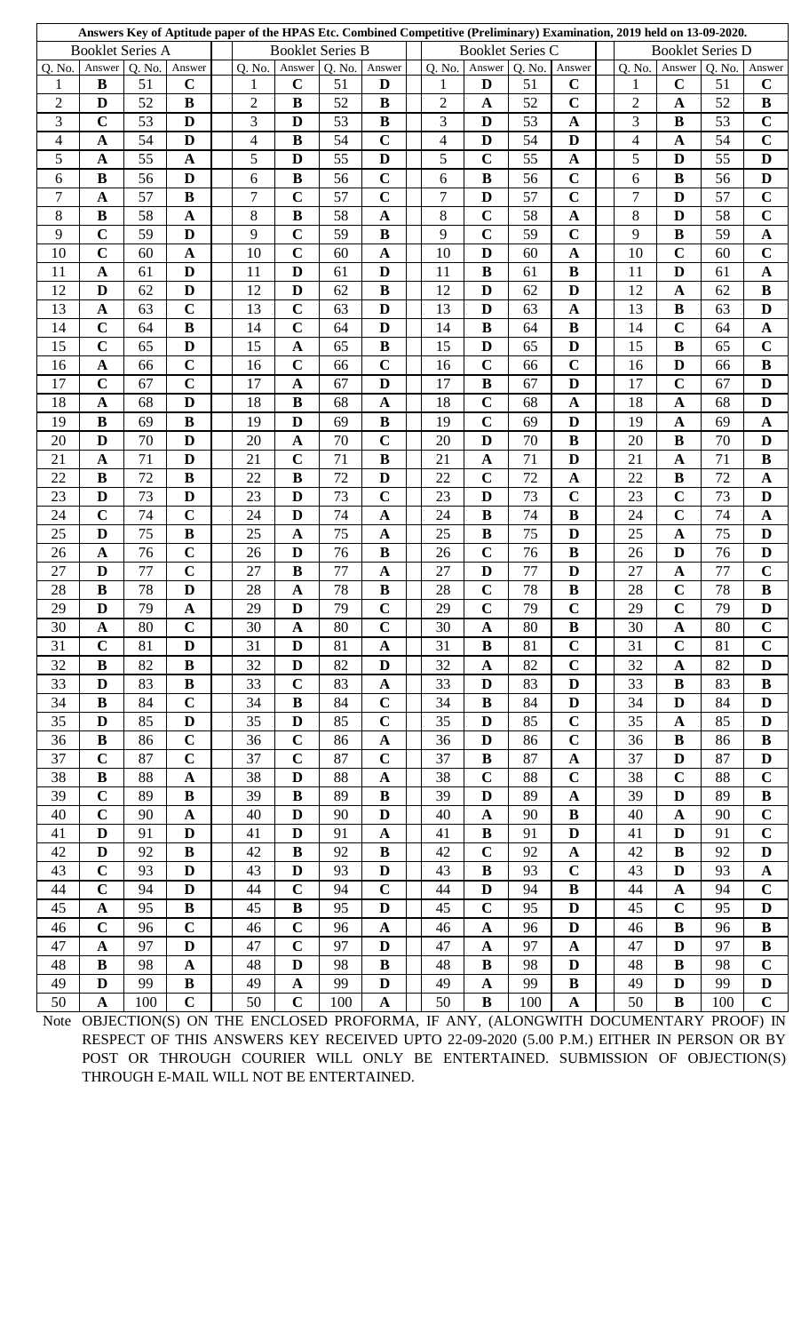## Answers Key of Aptitude paper of the HPAS Etc. Combined Competitive (Preliminary) Examination, 2019 held on 13-09-2020.

| Booklet Series A | | | | Booklet Series B | | | | Booklet Series C | | | | Booklet Series D | | | |
|---|---|---|---|---|---|---|---|---|---|---|---|---|---|---|---|
| Q. No. | Answer | Q. No. | Answer | Q. No. | Answer | Q. No. | Answer | Q. No. | Answer | Q. No. | Answer | Q. No. | Answer | Q. No. | Answer |
| 1 | B | 51 | C | 1 | C | 51 | D | 1 | D | 51 | C | 1 | C | 51 | C |
| 2 | D | 52 | B | 2 | B | 52 | B | 2 | A | 52 | C | 2 | A | 52 | B |
| 3 | C | 53 | D | 3 | D | 53 | B | 3 | D | 53 | A | 3 | B | 53 | C |
| 4 | A | 54 | D | 4 | B | 54 | C | 4 | D | 54 | D | 4 | A | 54 | C |
| 5 | A | 55 | A | 5 | D | 55 | D | 5 | C | 55 | A | 5 | D | 55 | D |
| 6 | B | 56 | D | 6 | B | 56 | C | 6 | B | 56 | C | 6 | B | 56 | D |
| 7 | A | 57 | B | 7 | C | 57 | C | 7 | D | 57 | C | 7 | D | 57 | C |
| 8 | B | 58 | A | 8 | B | 58 | A | 8 | C | 58 | A | 8 | D | 58 | C |
| 9 | C | 59 | D | 9 | C | 59 | B | 9 | C | 59 | C | 9 | B | 59 | A |
| 10 | C | 60 | A | 10 | C | 60 | A | 10 | D | 60 | A | 10 | C | 60 | C |
| 11 | A | 61 | D | 11 | D | 61 | D | 11 | B | 61 | B | 11 | D | 61 | A |
| 12 | D | 62 | D | 12 | D | 62 | B | 12 | D | 62 | D | 12 | A | 62 | B |
| 13 | A | 63 | C | 13 | C | 63 | D | 13 | D | 63 | A | 13 | B | 63 | D |
| 14 | C | 64 | B | 14 | C | 64 | D | 14 | B | 64 | B | 14 | C | 64 | A |
| 15 | C | 65 | D | 15 | A | 65 | B | 15 | D | 65 | D | 15 | B | 65 | C |
| 16 | A | 66 | C | 16 | C | 66 | C | 16 | C | 66 | C | 16 | D | 66 | B |
| 17 | C | 67 | C | 17 | A | 67 | D | 17 | B | 67 | D | 17 | C | 67 | D |
| 18 | A | 68 | D | 18 | B | 68 | A | 18 | C | 68 | A | 18 | A | 68 | D |
| 19 | B | 69 | B | 19 | D | 69 | B | 19 | C | 69 | D | 19 | A | 69 | A |
| 20 | D | 70 | D | 20 | A | 70 | C | 20 | D | 70 | B | 20 | B | 70 | D |
| 21 | A | 71 | D | 21 | C | 71 | B | 21 | A | 71 | D | 21 | A | 71 | B |
| 22 | B | 72 | B | 22 | B | 72 | D | 22 | C | 72 | A | 22 | B | 72 | A |
| 23 | D | 73 | D | 23 | D | 73 | C | 23 | D | 73 | C | 23 | C | 73 | D |
| 24 | C | 74 | C | 24 | D | 74 | A | 24 | B | 74 | B | 24 | C | 74 | A |
| 25 | D | 75 | B | 25 | A | 75 | A | 25 | B | 75 | D | 25 | A | 75 | D |
| 26 | A | 76 | C | 26 | D | 76 | B | 26 | C | 76 | B | 26 | D | 76 | D |
| 27 | D | 77 | C | 27 | B | 77 | A | 27 | D | 77 | D | 27 | A | 77 | C |
| 28 | B | 78 | D | 28 | A | 78 | B | 28 | C | 78 | B | 28 | C | 78 | B |
| 29 | D | 79 | A | 29 | D | 79 | C | 29 | C | 79 | C | 29 | C | 79 | D |
| 30 | A | 80 | C | 30 | A | 80 | C | 30 | A | 80 | B | 30 | A | 80 | C |
| 31 | C | 81 | D | 31 | D | 81 | A | 31 | B | 81 | C | 31 | C | 81 | C |
| 32 | B | 82 | B | 32 | D | 82 | D | 32 | A | 82 | C | 32 | A | 82 | D |
| 33 | D | 83 | B | 33 | C | 83 | A | 33 | D | 83 | D | 33 | B | 83 | B |
| 34 | B | 84 | C | 34 | B | 84 | C | 34 | B | 84 | D | 34 | D | 84 | D |
| 35 | D | 85 | D | 35 | D | 85 | C | 35 | D | 85 | C | 35 | A | 85 | D |
| 36 | B | 86 | C | 36 | C | 86 | A | 36 | D | 86 | C | 36 | B | 86 | B |
| 37 | C | 87 | C | 37 | C | 87 | C | 37 | B | 87 | A | 37 | D | 87 | D |
| 38 | B | 88 | A | 38 | D | 88 | A | 38 | C | 88 | C | 38 | C | 88 | C |
| 39 | C | 89 | B | 39 | B | 89 | B | 39 | D | 89 | A | 39 | D | 89 | B |
| 40 | C | 90 | A | 40 | D | 90 | D | 40 | A | 90 | B | 40 | A | 90 | C |
| 41 | D | 91 | D | 41 | D | 91 | A | 41 | B | 91 | D | 41 | D | 91 | C |
| 42 | D | 92 | B | 42 | B | 92 | B | 42 | C | 92 | A | 42 | B | 92 | D |
| 43 | C | 93 | D | 43 | D | 93 | D | 43 | B | 93 | C | 43 | D | 93 | A |
| 44 | C | 94 | D | 44 | C | 94 | C | 44 | D | 94 | B | 44 | A | 94 | C |
| 45 | A | 95 | B | 45 | B | 95 | D | 45 | C | 95 | D | 45 | C | 95 | D |
| 46 | C | 96 | C | 46 | C | 96 | A | 46 | A | 96 | D | 46 | B | 96 | B |
| 47 | A | 97 | D | 47 | C | 97 | D | 47 | A | 97 | A | 47 | D | 97 | B |
| 48 | B | 98 | A | 48 | D | 98 | B | 48 | B | 98 | D | 48 | B | 98 | C |
| 49 | D | 99 | B | 49 | A | 99 | D | 49 | A | 99 | B | 49 | D | 99 | D |
| 50 | A | 100 | C | 50 | C | 100 | A | 50 | B | 100 | A | 50 | B | 100 | C |

Note OBJECTION(S) ON THE ENCLOSED PROFORMA, IF ANY, (ALONGWITH DOCUMENTARY PROOF) IN RESPECT OF THIS ANSWERS KEY RECEIVED UPTO 22-09-2020 (5.00 P.M.) EITHER IN PERSON OR BY POST OR THROUGH COURIER WILL ONLY BE ENTERTAINED. SUBMISSION OF OBJECTION(S) THROUGH E-MAIL WILL NOT BE ENTERTAINED.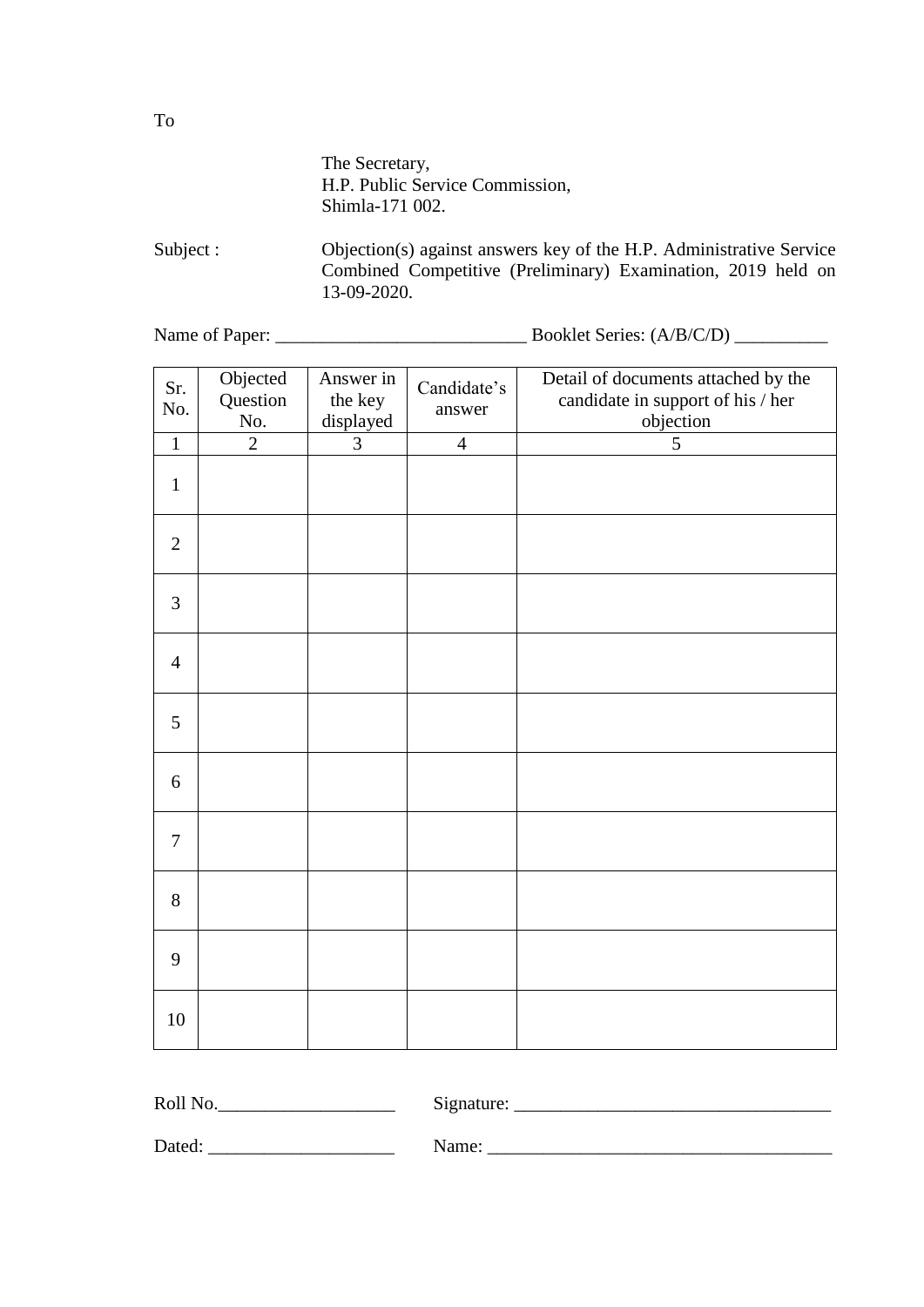To

The Secretary,
H.P. Public Service Commission,
Shimla-171 002.

Subject : Objection(s) against answers key of the H.P. Administrative Service Combined Competitive (Preliminary) Examination, 2019 held on 13-09-2020.

Name of Paper: ___________________________ Booklet Series: (A/B/C/D) __________

| Sr. No. | Objected Question No. | Answer in the key displayed | Candidate's answer | Detail of documents attached by the candidate in support of his / her objection |
|---|---|---|---|---|
| 1 | 2 | 3 | 4 | 5 |
| 1 | | | | |
| 2 | | | | |
| 3 | | | | |
| 4 | | | | |
| 5 | | | | |
| 6 | | | | |
| 7 | | | | |
| 8 | | | | |
| 9 | | | | |
| 10 | | | | |

Roll No.___________________ Signature: ___________________________________

Dated: ____________________ Name: _____________________________________